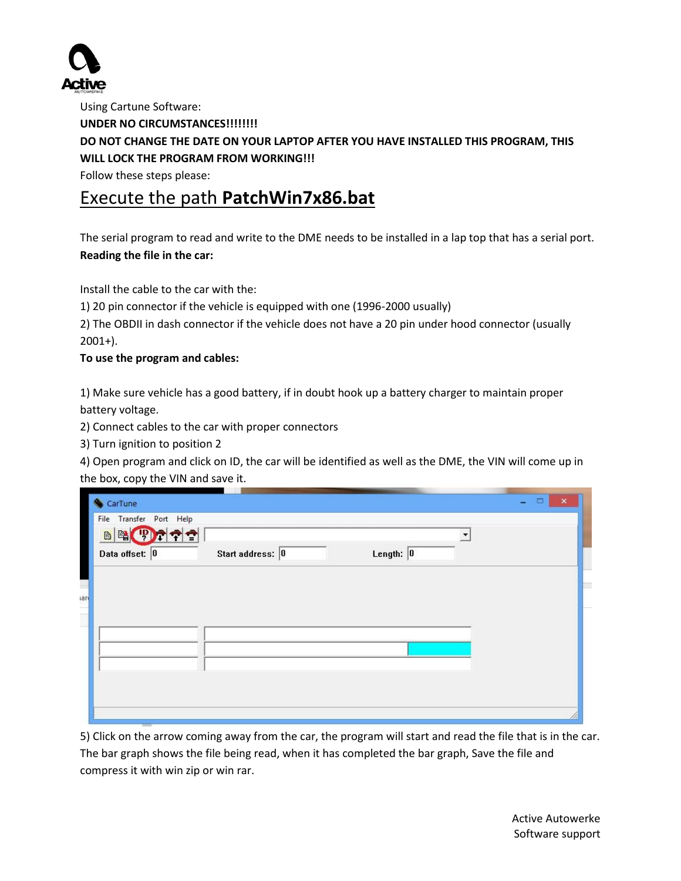Using Cartune Software:

**UNDER NO CIRCUMSTANCES!!!!!!!!**

**DO NOT CHANGE THE DATE ON YOUR LAPTOP AFTER YOU HAVE INSTALLED THIS PROGRAM, THIS WILL LOCK THE PROGRAM FROM WORKING!!!**

Follow these steps please:

# Execute the path **PatchWin7x86.bat**

The serial program to read and write to the DME needs to be installed in a lap top that has a serial port.

**Reading the file in the car:**

Install the cable to the car with the:

1) 20 pin connector if the vehicle is equipped with one (1996-2000 usually)
2) The OBDII in dash connector if the vehicle does not have a 20 pin under hood connector (usually 2001+).

**To use the program and cables:**

1) Make sure vehicle has a good battery, if in doubt hook up a battery charger to maintain proper battery voltage.
2) Connect cables to the car with proper connectors
3) Turn ignition to position 2
4) Open program and click on ID, the car will be identified as well as the DME, the VIN will come up in the box, copy the VIN and save it.

5) Click on the arrow coming away from the car, the program will start and read the file that is in the car. The bar graph shows the file being read, when it has completed the bar graph, Save the file and compress it with win zip or win rar.

Active Autowerke
Software support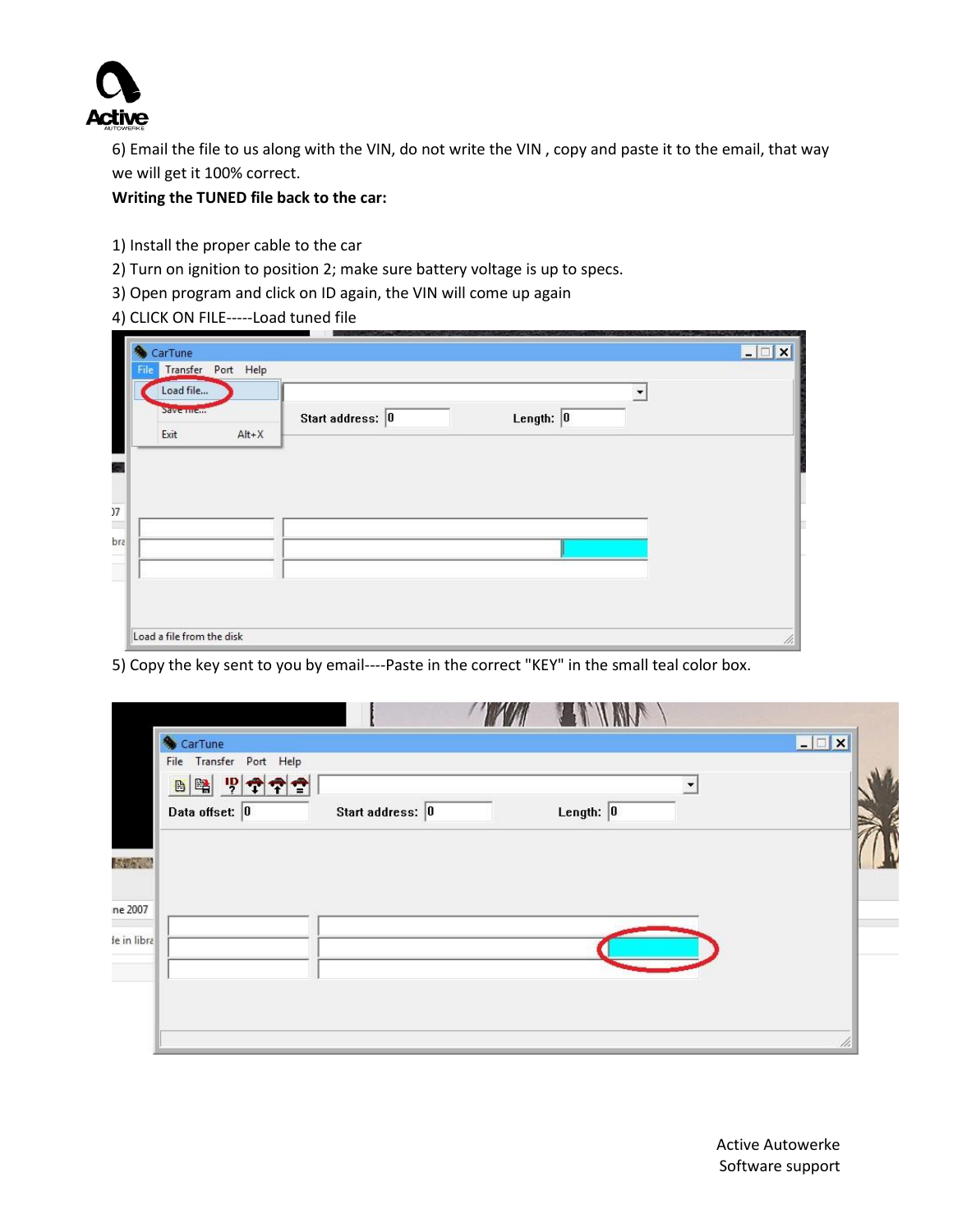6) Email the file to us along with the VIN, do not write the VIN , copy and paste it to the email, that way we will get it 100% correct.

**Writing the TUNED file back to the car:**

1) Install the proper cable to the car
2) Turn on ignition to position 2; make sure battery voltage is up to specs.
3) Open program and click on ID again, the VIN will come up again
4) CLICK ON FILE-----Load tuned file

5) Copy the key sent to you by email----Paste in the correct "KEY" in the small teal color box.

Active Autowerke
Software support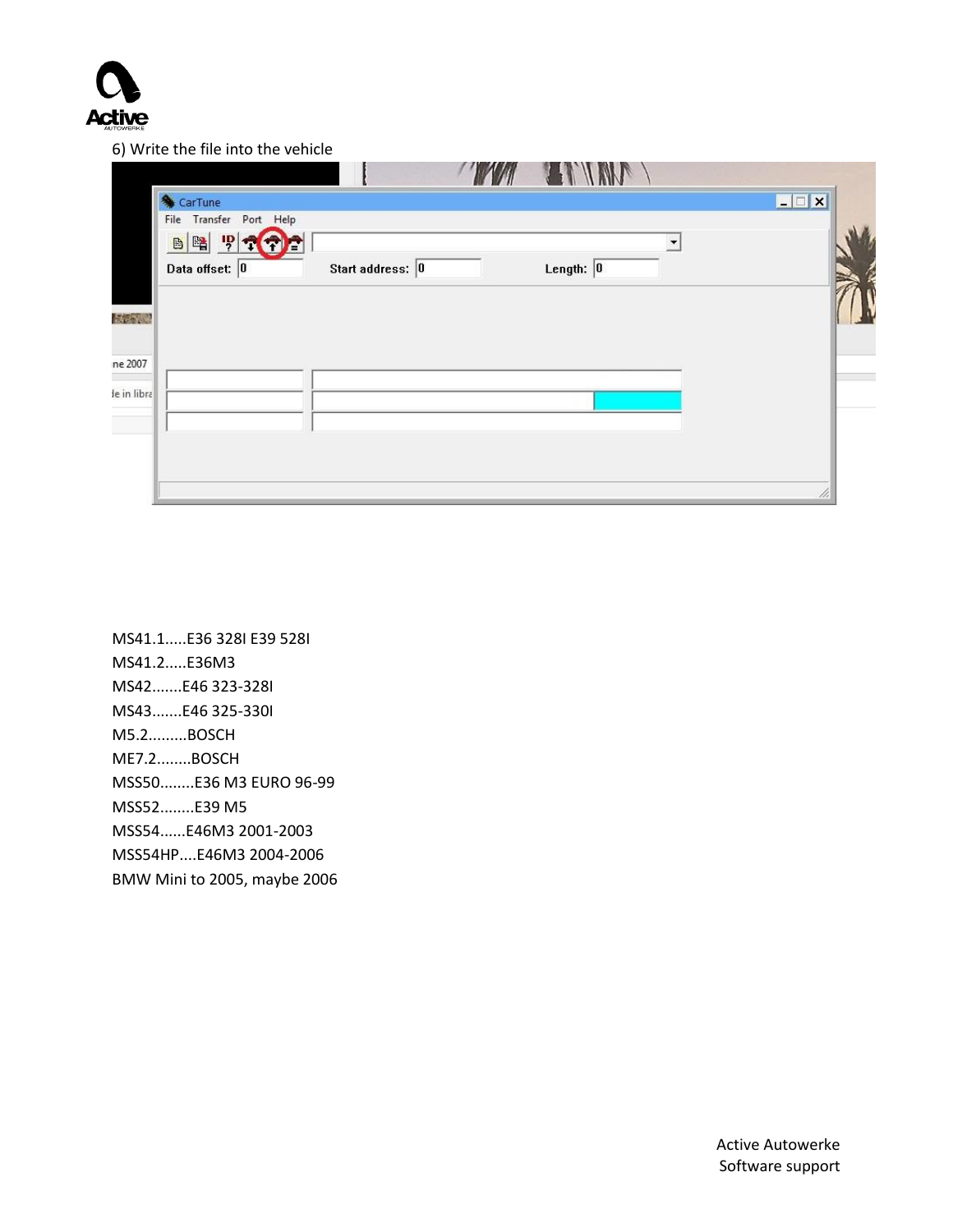6) Write the file into the vehicle

MS41.1.....E36 328I E39 528I

MS41.2.....E36M3

MS42.......E46 323-328I

MS43.......E46 325-330I

M5.2.........BOSCH

ME7.2........BOSCH

MSS50........E36 M3 EURO 96-99

MSS52........E39 M5

MSS54......E46M3 2001-2003

MSS54HP....E46M3 2004-2006

BMW Mini to 2005, maybe 2006

Active Autowerke
Software support